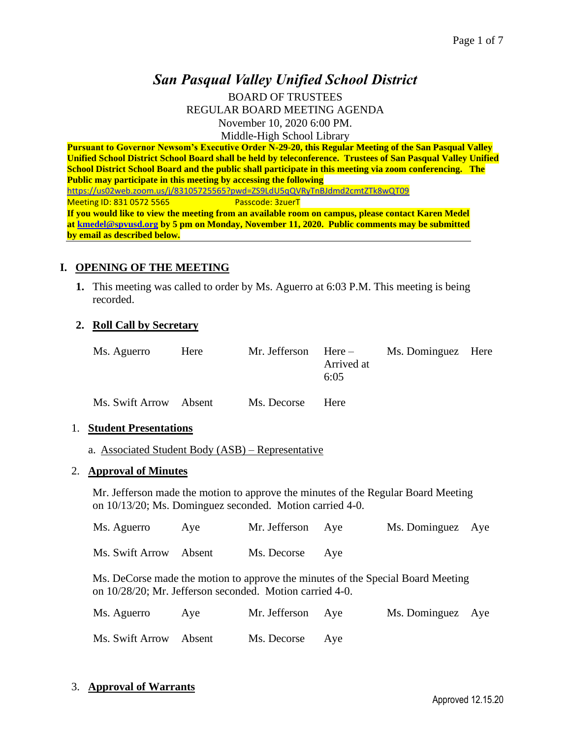# *San Pasqual Valley Unified School District*

BOARD OF TRUSTEES
REGULAR BOARD MEETING AGENDA
November 10, 2020 6:00 PM.
Middle-High School Library

**Pursuant to Governor Newsom's Executive Order N-29-20, this Regular Meeting of the San Pasqual Valley Unified School District School Board shall be held by teleconference. Trustees of San Pasqual Valley Unified School District School Board and the public shall participate in this meeting via zoom conferencing. The Public may participate in this meeting by accessing the following**
https://us02web.zoom.us/j/83105725565?pwd=ZS9LdU5qQVRyTnBJdmd2cmtZTk8wQT09
Meeting ID: 831 0572 5565 Passcode: 3zuerT
**If you would like to view the meeting from an available room on campus, please contact Karen Medel at kmedel@spvusd.org by 5 pm on Monday, November 11, 2020. Public comments may be submitted by email as described below.**

## I. OPENING OF THE MEETING

**1.** This meeting was called to order by Ms. Aguerro at 6:03 P.M. This meeting is being recorded.

**2. Roll Call by Secretary**

| | | | | | |
|---|---|---|---|---|---|
| Ms. Aguerro | Here | Mr. Jefferson | Here – Arrived at 6:05 | Ms. Dominguez | Here |
| Ms. Swift Arrow | Absent | Ms. Decorse | Here | | |

1. **Student Presentations**

   a. Associated Student Body (ASB) – Representative

2. **Approval of Minutes**

Mr. Jefferson made the motion to approve the minutes of the Regular Board Meeting on 10/13/20; Ms. Dominguez seconded. Motion carried 4-0.

| | | | | | |
|---|---|---|---|---|---|
| Ms. Aguerro | Aye | Mr. Jefferson | Aye | Ms. Dominguez | Aye |
| Ms. Swift Arrow | Absent | Ms. Decorse | Aye | | |

Ms. DeCorse made the motion to approve the minutes of the Special Board Meeting on 10/28/20; Mr. Jefferson seconded. Motion carried 4-0.

| | | | | | |
|---|---|---|---|---|---|
| Ms. Aguerro | Aye | Mr. Jefferson | Aye | Ms. Dominguez | Aye |
| Ms. Swift Arrow | Absent | Ms. Decorse | Aye | | |

3. **Approval of Warrants**

Approved 12.15.20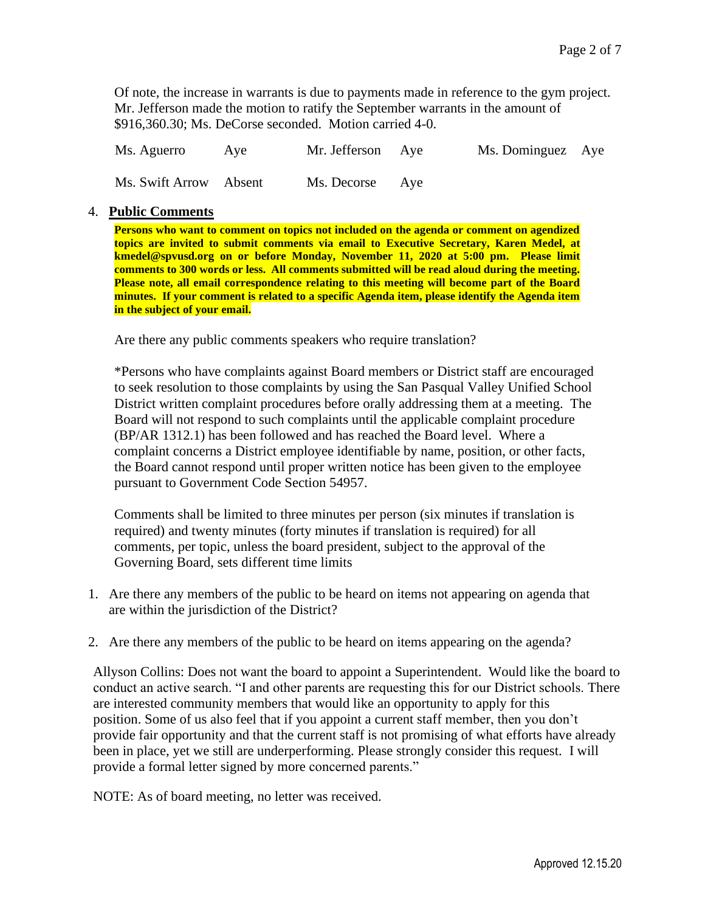Of note, the increase in warrants is due to payments made in reference to the gym project. Mr. Jefferson made the motion to ratify the September warrants in the amount of $916,360.30; Ms. DeCorse seconded. Motion carried 4-0.

| | | | | | |
|---|---|---|---|---|---|
| Ms. Aguerro | Aye | Mr. Jefferson | Aye | Ms. Dominguez | Aye |
| Ms. Swift Arrow | Absent | Ms. Decorse | Aye | | |

4. **Public Comments**

**Persons who want to comment on topics not included on the agenda or comment on agendized topics are invited to submit comments via email to Executive Secretary, Karen Medel, at kmedel@spvusd.org on or before Monday, November 11, 2020 at 5:00 pm. Please limit comments to 300 words or less. All comments submitted will be read aloud during the meeting. Please note, all email correspondence relating to this meeting will become part of the Board minutes. If your comment is related to a specific Agenda item, please identify the Agenda item in the subject of your email.**

Are there any public comments speakers who require translation?

*Persons who have complaints against Board members or District staff are encouraged to seek resolution to those complaints by using the San Pasqual Valley Unified School District written complaint procedures before orally addressing them at a meeting. The Board will not respond to such complaints until the applicable complaint procedure (BP/AR 1312.1) has been followed and has reached the Board level. Where a complaint concerns a District employee identifiable by name, position, or other facts, the Board cannot respond until proper written notice has been given to the employee pursuant to Government Code Section 54957.

Comments shall be limited to three minutes per person (six minutes if translation is required) and twenty minutes (forty minutes if translation is required) for all comments, per topic, unless the board president, subject to the approval of the Governing Board, sets different time limits

1. Are there any members of the public to be heard on items not appearing on agenda that are within the jurisdiction of the District?

2. Are there any members of the public to be heard on items appearing on the agenda?

Allyson Collins: Does not want the board to appoint a Superintendent. Would like the board to conduct an active search. "I and other parents are requesting this for our District schools. There are interested community members that would like an opportunity to apply for this position. Some of us also feel that if you appoint a current staff member, then you don't provide fair opportunity and that the current staff is not promising of what efforts have already been in place, yet we still are underperforming. Please strongly consider this request. I will provide a formal letter signed by more concerned parents."

NOTE: As of board meeting, no letter was received.

Approved 12.15.20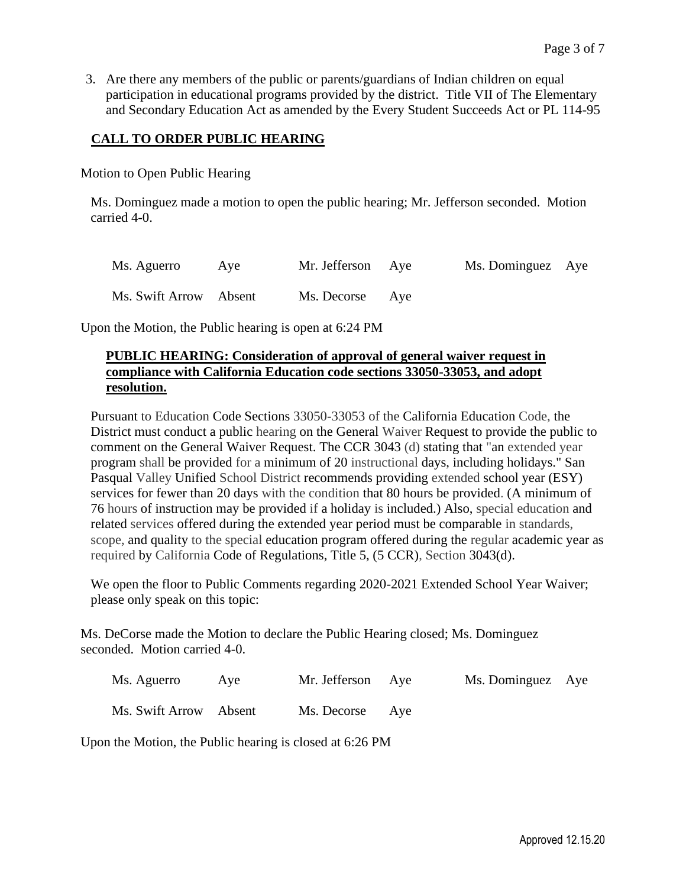3. Are there any members of the public or parents/guardians of Indian children on equal participation in educational programs provided by the district. Title VII of The Elementary and Secondary Education Act as amended by the Every Student Succeeds Act or PL 114-95

**CALL TO ORDER PUBLIC HEARING**

Motion to Open Public Hearing

Ms. Dominguez made a motion to open the public hearing; Mr. Jefferson seconded. Motion carried 4-0.

| | | | | | |
|---|---|---|---|---|---|
| Ms. Aguerro | Aye | Mr. Jefferson | Aye | Ms. Dominguez | Aye |
| Ms. Swift Arrow | Absent | Ms. Decorse | Aye | | |

Upon the Motion, the Public hearing is open at 6:24 PM

**PUBLIC HEARING: Consideration of approval of general waiver request in compliance with California Education code sections 33050-33053, and adopt resolution.**

Pursuant to Education Code Sections 33050-33053 of the California Education Code, the District must conduct a public hearing on the General Waiver Request to provide the public to comment on the General Waiver Request. The CCR 3043 (d) stating that "an extended year program shall be provided for a minimum of 20 instructional days, including holidays." San Pasqual Valley Unified School District recommends providing extended school year (ESY) services for fewer than 20 days with the condition that 80 hours be provided. (A minimum of 76 hours of instruction may be provided if a holiday is included.) Also, special education and related services offered during the extended year period must be comparable in standards, scope, and quality to the special education program offered during the regular academic year as required by California Code of Regulations, Title 5, (5 CCR), Section 3043(d).

We open the floor to Public Comments regarding 2020-2021 Extended School Year Waiver; please only speak on this topic:

Ms. DeCorse made the Motion to declare the Public Hearing closed; Ms. Dominguez seconded. Motion carried 4-0.

| | | | | | |
|---|---|---|---|---|---|
| Ms. Aguerro | Aye | Mr. Jefferson | Aye | Ms. Dominguez | Aye |
| Ms. Swift Arrow | Absent | Ms. Decorse | Aye | | |

Upon the Motion, the Public hearing is closed at 6:26 PM

Approved 12.15.20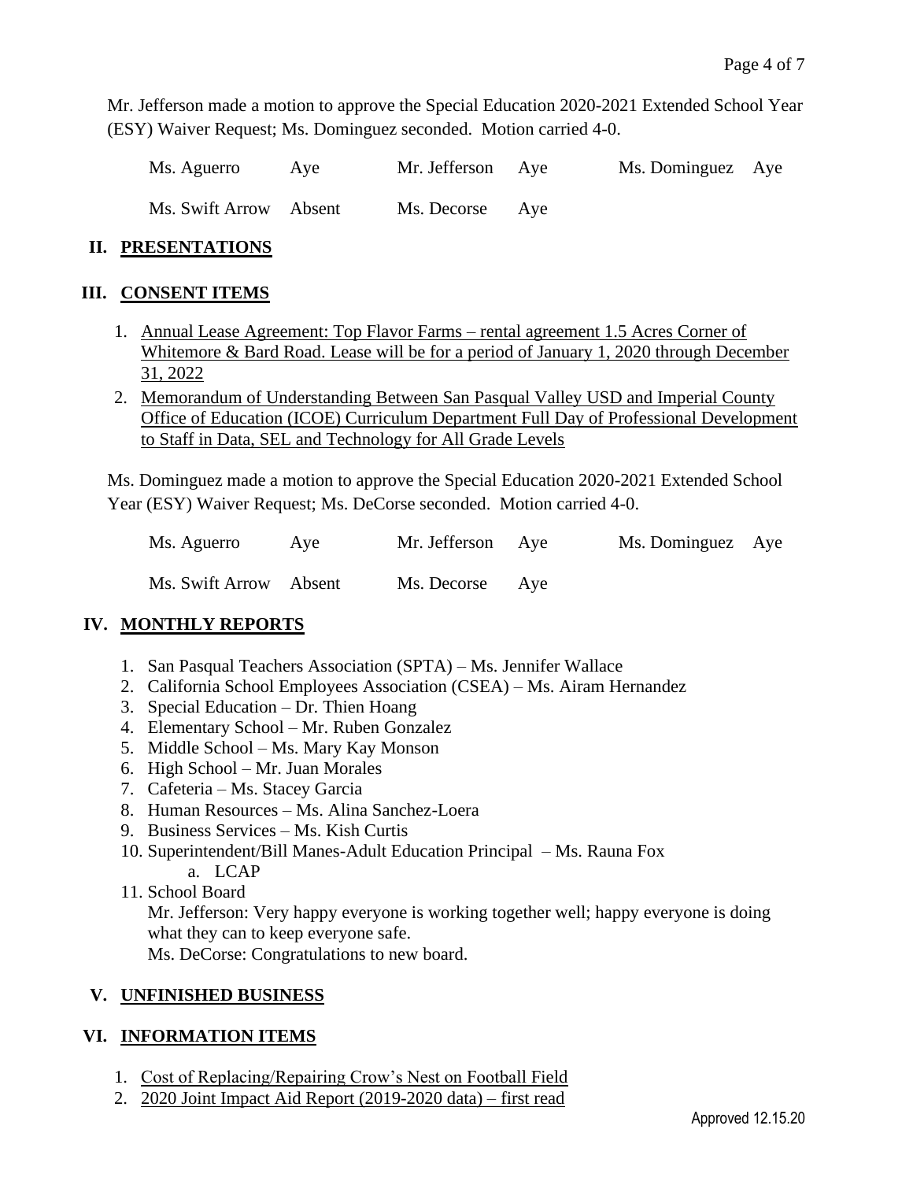Mr. Jefferson made a motion to approve the Special Education 2020-2021 Extended School Year (ESY) Waiver Request; Ms. Dominguez seconded. Motion carried 4-0.

| | | | | | |
|---|---|---|---|---|---|
| Ms. Aguerro | Aye | Mr. Jefferson | Aye | Ms. Dominguez | Aye |
| Ms. Swift Arrow | Absent | Ms. Decorse | Aye | | |

## II. PRESENTATIONS

## III. CONSENT ITEMS

1. Annual Lease Agreement: Top Flavor Farms – rental agreement 1.5 Acres Corner of Whitemore & Bard Road. Lease will be for a period of January 1, 2020 through December 31, 2022
2. Memorandum of Understanding Between San Pasqual Valley USD and Imperial County Office of Education (ICOE) Curriculum Department Full Day of Professional Development to Staff in Data, SEL and Technology for All Grade Levels

Ms. Dominguez made a motion to approve the Special Education 2020-2021 Extended School Year (ESY) Waiver Request; Ms. DeCorse seconded. Motion carried 4-0.

| | | | | | |
|---|---|---|---|---|---|
| Ms. Aguerro | Aye | Mr. Jefferson | Aye | Ms. Dominguez | Aye |
| Ms. Swift Arrow | Absent | Ms. Decorse | Aye | | |

## IV. MONTHLY REPORTS

1. San Pasqual Teachers Association (SPTA) – Ms. Jennifer Wallace
2. California School Employees Association (CSEA) – Ms. Airam Hernandez
3. Special Education – Dr. Thien Hoang
4. Elementary School – Mr. Ruben Gonzalez
5. Middle School – Ms. Mary Kay Monson
6. High School – Mr. Juan Morales
7. Cafeteria – Ms. Stacey Garcia
8. Human Resources – Ms. Alina Sanchez-Loera
9. Business Services – Ms. Kish Curtis
10. Superintendent/Bill Manes-Adult Education Principal – Ms. Rauna Fox
    a. LCAP
11. School Board
    Mr. Jefferson: Very happy everyone is working together well; happy everyone is doing what they can to keep everyone safe.
    Ms. DeCorse: Congratulations to new board.

## V. UNFINISHED BUSINESS

## VI. INFORMATION ITEMS

1. Cost of Replacing/Repairing Crow's Nest on Football Field
2. 2020 Joint Impact Aid Report (2019-2020 data) – first read

Approved 12.15.20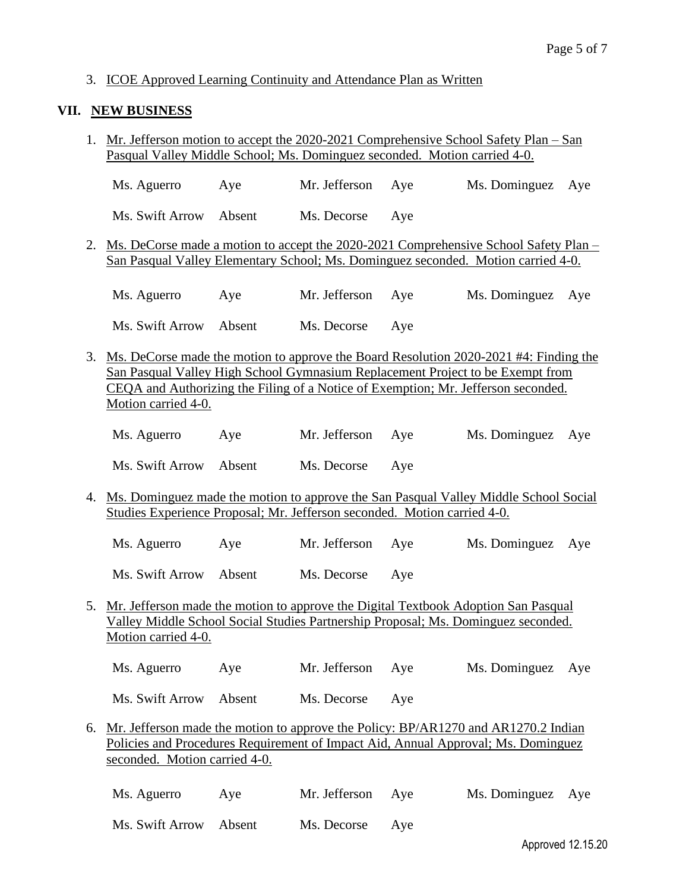3. ICOE Approved Learning Continuity and Attendance Plan as Written

## VII. NEW BUSINESS

1. Mr. Jefferson motion to accept the 2020-2021 Comprehensive School Safety Plan – San Pasqual Valley Middle School; Ms. Dominguez seconded. Motion carried 4-0.

| Ms. Aguerro | Aye | Mr. Jefferson | Aye | Ms. Dominguez | Aye |
|---|---|---|---|---|---|
| Ms. Swift Arrow | Absent | Ms. Decorse | Aye | | |

2. Ms. DeCorse made a motion to accept the 2020-2021 Comprehensive School Safety Plan – San Pasqual Valley Elementary School; Ms. Dominguez seconded. Motion carried 4-0.

| Ms. Aguerro | Aye | Mr. Jefferson | Aye | Ms. Dominguez | Aye |
|---|---|---|---|---|---|
| Ms. Swift Arrow | Absent | Ms. Decorse | Aye | | |

3. Ms. DeCorse made the motion to approve the Board Resolution 2020-2021 #4: Finding the San Pasqual Valley High School Gymnasium Replacement Project to be Exempt from CEQA and Authorizing the Filing of a Notice of Exemption; Mr. Jefferson seconded. Motion carried 4-0.

| Ms. Aguerro | Aye | Mr. Jefferson | Aye | Ms. Dominguez | Aye |
|---|---|---|---|---|---|
| Ms. Swift Arrow | Absent | Ms. Decorse | Aye | | |

4. Ms. Dominguez made the motion to approve the San Pasqual Valley Middle School Social Studies Experience Proposal; Mr. Jefferson seconded. Motion carried 4-0.

| Ms. Aguerro | Aye | Mr. Jefferson | Aye | Ms. Dominguez | Aye |
|---|---|---|---|---|---|
| Ms. Swift Arrow | Absent | Ms. Decorse | Aye | | |

5. Mr. Jefferson made the motion to approve the Digital Textbook Adoption San Pasqual Valley Middle School Social Studies Partnership Proposal; Ms. Dominguez seconded. Motion carried 4-0.

| Ms. Aguerro | Aye | Mr. Jefferson | Aye | Ms. Dominguez | Aye |
|---|---|---|---|---|---|
| Ms. Swift Arrow | Absent | Ms. Decorse | Aye | | |

6. Mr. Jefferson made the motion to approve the Policy: BP/AR1270 and AR1270.2 Indian Policies and Procedures Requirement of Impact Aid, Annual Approval; Ms. Dominguez seconded. Motion carried 4-0.

| Ms. Aguerro | Aye | Mr. Jefferson | Aye | Ms. Dominguez | Aye |
|---|---|---|---|---|---|
| Ms. Swift Arrow | Absent | Ms. Decorse | Aye | | |

Approved 12.15.20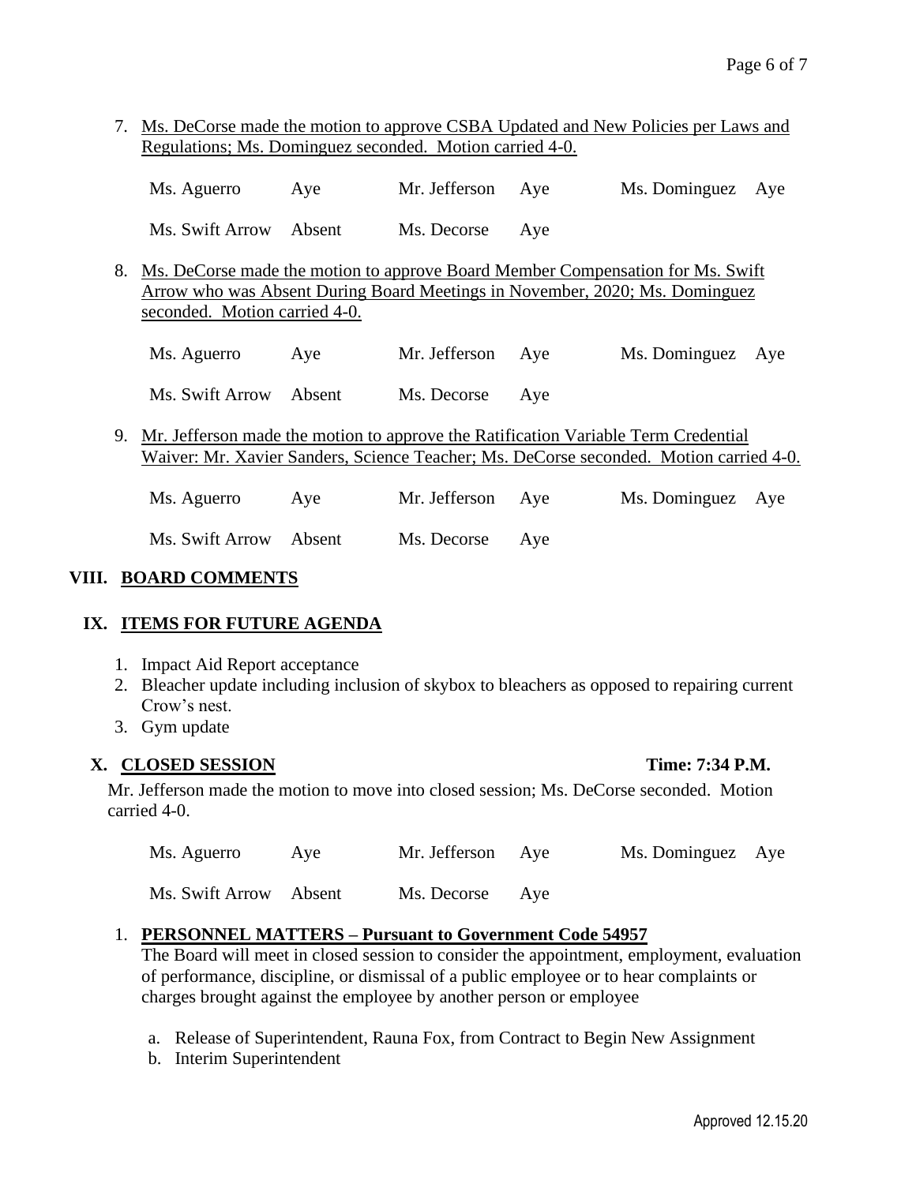7. Ms. DeCorse made the motion to approve CSBA Updated and New Policies per Laws and Regulations; Ms. Dominguez seconded. Motion carried 4-0.

| | | | | | |
|---|---|---|---|---|---|
| Ms. Aguerro | Aye | Mr. Jefferson | Aye | Ms. Dominguez | Aye |
| Ms. Swift Arrow | Absent | Ms. Decorse | Aye | | |

8. Ms. DeCorse made the motion to approve Board Member Compensation for Ms. Swift Arrow who was Absent During Board Meetings in November, 2020; Ms. Dominguez seconded. Motion carried 4-0.

| | | | | | |
|---|---|---|---|---|---|
| Ms. Aguerro | Aye | Mr. Jefferson | Aye | Ms. Dominguez | Aye |
| Ms. Swift Arrow | Absent | Ms. Decorse | Aye | | |

9. Mr. Jefferson made the motion to approve the Ratification Variable Term Credential Waiver: Mr. Xavier Sanders, Science Teacher; Ms. DeCorse seconded. Motion carried 4-0.

| | | | | | |
|---|---|---|---|---|---|
| Ms. Aguerro | Aye | Mr. Jefferson | Aye | Ms. Dominguez | Aye |
| Ms. Swift Arrow | Absent | Ms. Decorse | Aye | | |

## VIII. BOARD COMMENTS

## IX. ITEMS FOR FUTURE AGENDA

1. Impact Aid Report acceptance
2. Bleacher update including inclusion of skybox to bleachers as opposed to repairing current Crow's nest.
3. Gym update

## X. CLOSED SESSION — Time: 7:34 P.M.

Mr. Jefferson made the motion to move into closed session; Ms. DeCorse seconded. Motion carried 4-0.

| | | | | | |
|---|---|---|---|---|---|
| Ms. Aguerro | Aye | Mr. Jefferson | Aye | Ms. Dominguez | Aye |
| Ms. Swift Arrow | Absent | Ms. Decorse | Aye | | |

1. **PERSONNEL MATTERS – Pursuant to Government Code 54957**
   The Board will meet in closed session to consider the appointment, employment, evaluation of performance, discipline, or dismissal of a public employee or to hear complaints or charges brought against the employee by another person or employee

   a. Release of Superintendent, Rauna Fox, from Contract to Begin New Assignment
   b. Interim Superintendent

Approved 12.15.20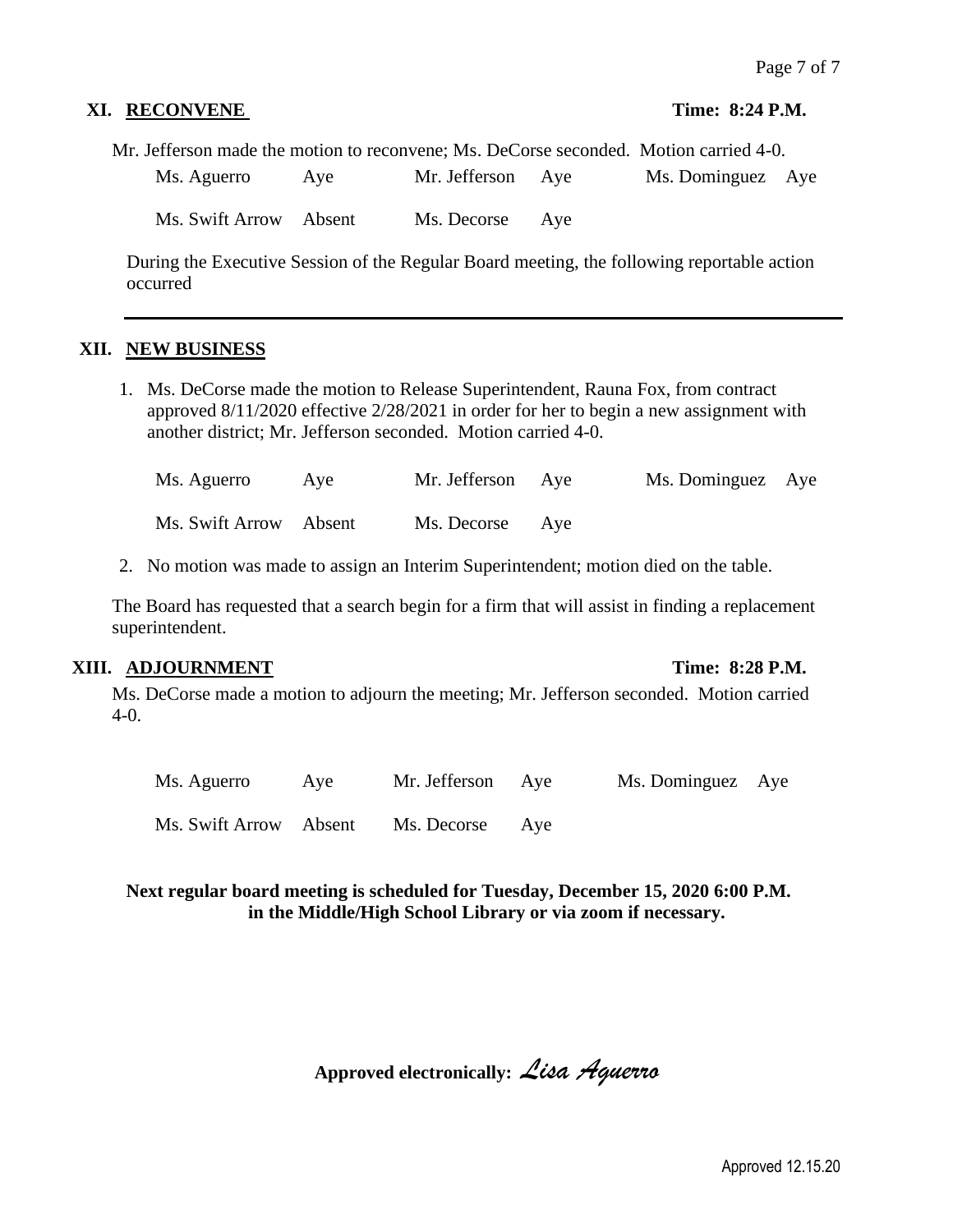## XI. RECONVENE **Time: 8:24 P.M.**

Mr. Jefferson made the motion to reconvene; Ms. DeCorse seconded. Motion carried 4-0.

| | | | | | |
|---|---|---|---|---|---|
| Ms. Aguerro | Aye | Mr. Jefferson | Aye | Ms. Dominguez | Aye |
| Ms. Swift Arrow | Absent | Ms. Decorse | Aye | | |

During the Executive Session of the Regular Board meeting, the following reportable action occurred

---

## XII. NEW BUSINESS

1. Ms. DeCorse made the motion to Release Superintendent, Rauna Fox, from contract approved 8/11/2020 effective 2/28/2021 in order for her to begin a new assignment with another district; Mr. Jefferson seconded. Motion carried 4-0.

| | | | | | |
|---|---|---|---|---|---|
| Ms. Aguerro | Aye | Mr. Jefferson | Aye | Ms. Dominguez | Aye |
| Ms. Swift Arrow | Absent | Ms. Decorse | Aye | | |

2. No motion was made to assign an Interim Superintendent; motion died on the table.

The Board has requested that a search begin for a firm that will assist in finding a replacement superintendent.

## XIII. ADJOURNMENT **Time: 8:28 P.M.**

Ms. DeCorse made a motion to adjourn the meeting; Mr. Jefferson seconded. Motion carried 4-0.

| | | | | | |
|---|---|---|---|---|---|
| Ms. Aguerro | Aye | Mr. Jefferson | Aye | Ms. Dominguez | Aye |
| Ms. Swift Arrow | Absent | Ms. Decorse | Aye | | |

**Next regular board meeting is scheduled for Tuesday, December 15, 2020 6:00 P.M. in the Middle/High School Library or via zoom if necessary.**

**Approved electronically:** *Lisa Aguerro*

Approved 12.15.20